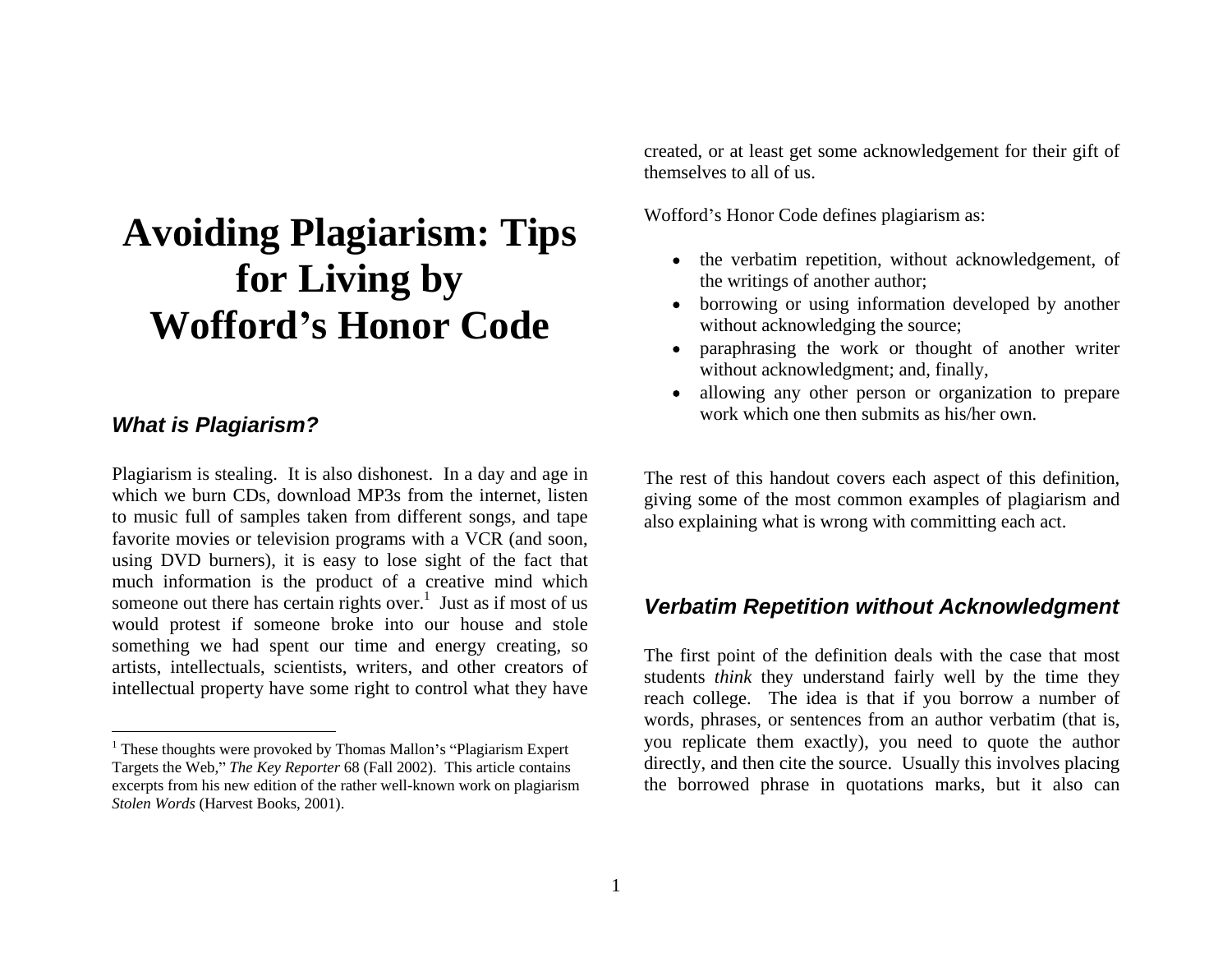# Avoiding Plagiarism: Tips for Living by Wofford's Honor Code

### *What is Plagiarism?*

Plagiarism is stealing. It is also dishonest. In a day and age in which we burn CDs, download MP3s from the internet, listen to music full of samples taken from different songs, and tape favorite movies or television programs with a VCR (and soon, using DVD burners), it is easy to lose sight of the fact that much information is the product of a creative mind which someone out there has certain rights over.[1] Just as if most of us would protest if someone broke into our house and stole something we had spent our time and energy creating, so artists, intellectuals, scientists, writers, and other creators of intellectual property have some right to control what they have created, or at least get some acknowledgement for their gift of themselves to all of us.

Wofford's Honor Code defines plagiarism as:

- the verbatim repetition, without acknowledgement, of the writings of another author;
- borrowing or using information developed by another without acknowledging the source;
- paraphrasing the work or thought of another writer without acknowledgment; and, finally,
- allowing any other person or organization to prepare work which one then submits as his/her own.

The rest of this handout covers each aspect of this definition, giving some of the most common examples of plagiarism and also explaining what is wrong with committing each act.

### *Verbatim Repetition without Acknowledgment*

The first point of the definition deals with the case that most students *think* they understand fairly well by the time they reach college. The idea is that if you borrow a number of words, phrases, or sentences from an author verbatim (that is, you replicate them exactly), you need to quote the author directly, and then cite the source. Usually this involves placing the borrowed phrase in quotations marks, but it also can

---

[1] These thoughts were provoked by Thomas Mallon's "Plagiarism Expert Targets the Web," *The Key Reporter* 68 (Fall 2002). This article contains excerpts from his new edition of the rather well-known work on plagiarism *Stolen Words* (Harvest Books, 2001).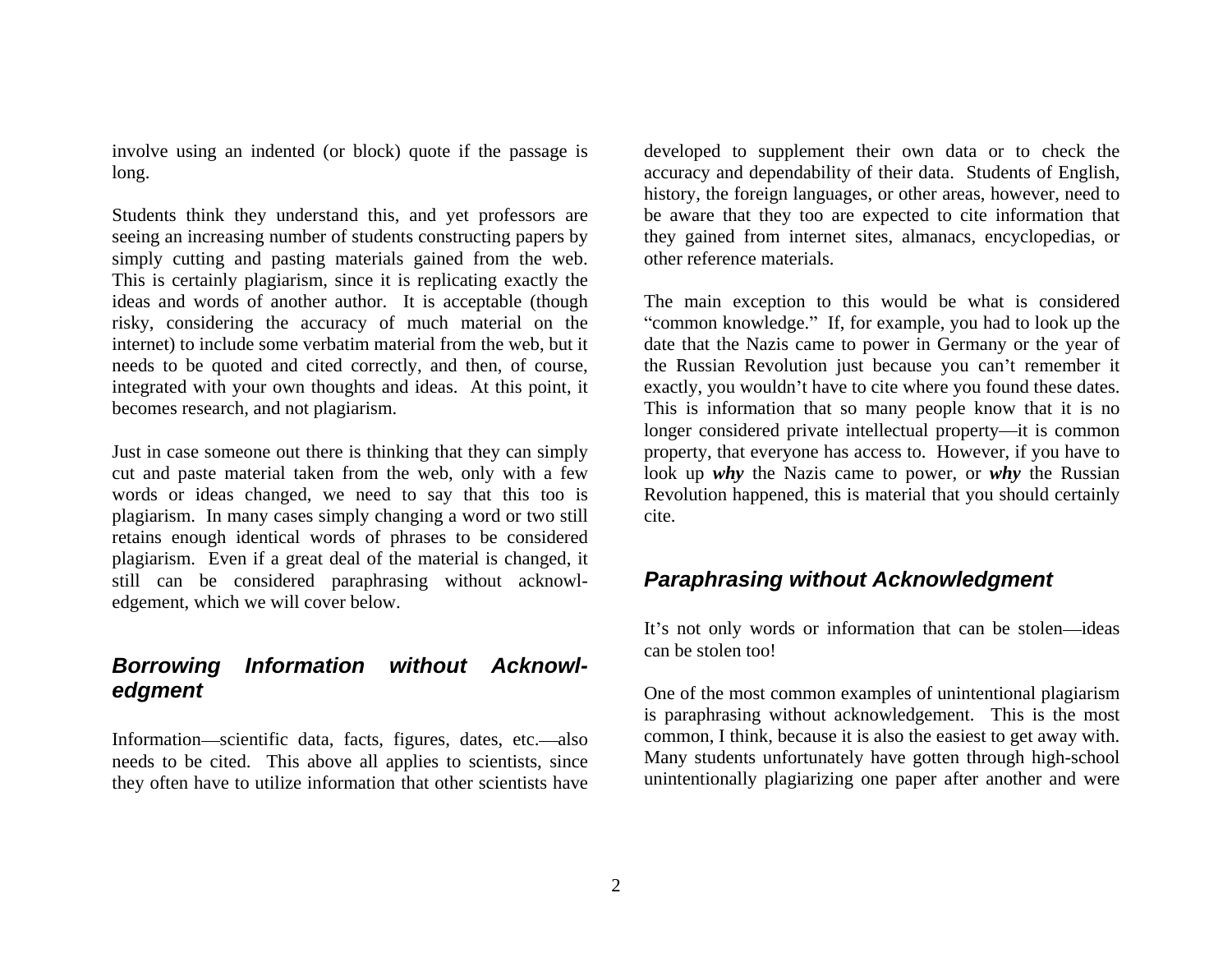involve using an indented (or block) quote if the passage is long.

Students think they understand this, and yet professors are seeing an increasing number of students constructing papers by simply cutting and pasting materials gained from the web. This is certainly plagiarism, since it is replicating exactly the ideas and words of another author. It is acceptable (though risky, considering the accuracy of much material on the internet) to include some verbatim material from the web, but it needs to be quoted and cited correctly, and then, of course, integrated with your own thoughts and ideas. At this point, it becomes research, and not plagiarism.

Just in case someone out there is thinking that they can simply cut and paste material taken from the web, only with a few words or ideas changed, we need to say that this too is plagiarism. In many cases simply changing a word or two still retains enough identical words of phrases to be considered plagiarism. Even if a great deal of the material is changed, it still can be considered paraphrasing without acknowledgement, which we will cover below.

### *Borrowing Information without Acknowledgment*

Information—scientific data, facts, figures, dates, etc.—also needs to be cited. This above all applies to scientists, since they often have to utilize information that other scientists have developed to supplement their own data or to check the accuracy and dependability of their data. Students of English, history, the foreign languages, or other areas, however, need to be aware that they too are expected to cite information that they gained from internet sites, almanacs, encyclopedias, or other reference materials.

The main exception to this would be what is considered "common knowledge." If, for example, you had to look up the date that the Nazis came to power in Germany or the year of the Russian Revolution just because you can't remember it exactly, you wouldn't have to cite where you found these dates. This is information that so many people know that it is no longer considered private intellectual property—it is common property, that everyone has access to. However, if you have to look up ***why*** the Nazis came to power, or ***why*** the Russian Revolution happened, this is material that you should certainly cite.

### *Paraphrasing without Acknowledgment*

It's not only words or information that can be stolen—ideas can be stolen too!

One of the most common examples of unintentional plagiarism is paraphrasing without acknowledgement. This is the most common, I think, because it is also the easiest to get away with. Many students unfortunately have gotten through high-school unintentionally plagiarizing one paper after another and were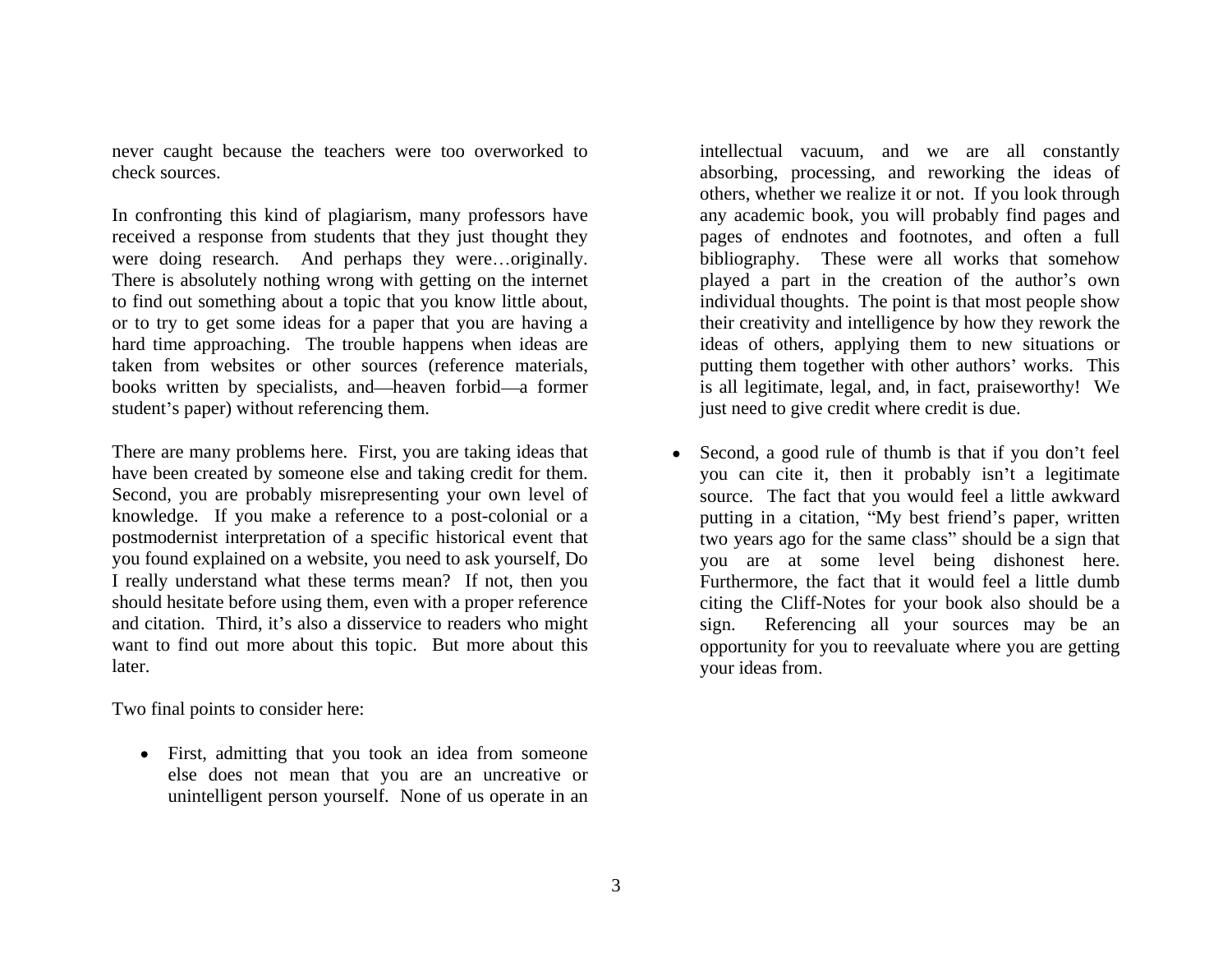never caught because the teachers were too overworked to check sources.

In confronting this kind of plagiarism, many professors have received a response from students that they just thought they were doing research. And perhaps they were…originally. There is absolutely nothing wrong with getting on the internet to find out something about a topic that you know little about, or to try to get some ideas for a paper that you are having a hard time approaching. The trouble happens when ideas are taken from websites or other sources (reference materials, books written by specialists, and—heaven forbid—a former student's paper) without referencing them.

There are many problems here. First, you are taking ideas that have been created by someone else and taking credit for them. Second, you are probably misrepresenting your own level of knowledge. If you make a reference to a post-colonial or a postmodernist interpretation of a specific historical event that you found explained on a website, you need to ask yourself, Do I really understand what these terms mean? If not, then you should hesitate before using them, even with a proper reference and citation. Third, it's also a disservice to readers who might want to find out more about this topic. But more about this later.

Two final points to consider here:

- First, admitting that you took an idea from someone else does not mean that you are an uncreative or unintelligent person yourself. None of us operate in an intellectual vacuum, and we are all constantly absorbing, processing, and reworking the ideas of others, whether we realize it or not. If you look through any academic book, you will probably find pages and pages of endnotes and footnotes, and often a full bibliography. These were all works that somehow played a part in the creation of the author's own individual thoughts. The point is that most people show their creativity and intelligence by how they rework the ideas of others, applying them to new situations or putting them together with other authors' works. This is all legitimate, legal, and, in fact, praiseworthy! We just need to give credit where credit is due.

- Second, a good rule of thumb is that if you don't feel you can cite it, then it probably isn't a legitimate source. The fact that you would feel a little awkward putting in a citation, "My best friend's paper, written two years ago for the same class" should be a sign that you are at some level being dishonest here. Furthermore, the fact that it would feel a little dumb citing the Cliff-Notes for your book also should be a sign. Referencing all your sources may be an opportunity for you to reevaluate where you are getting your ideas from.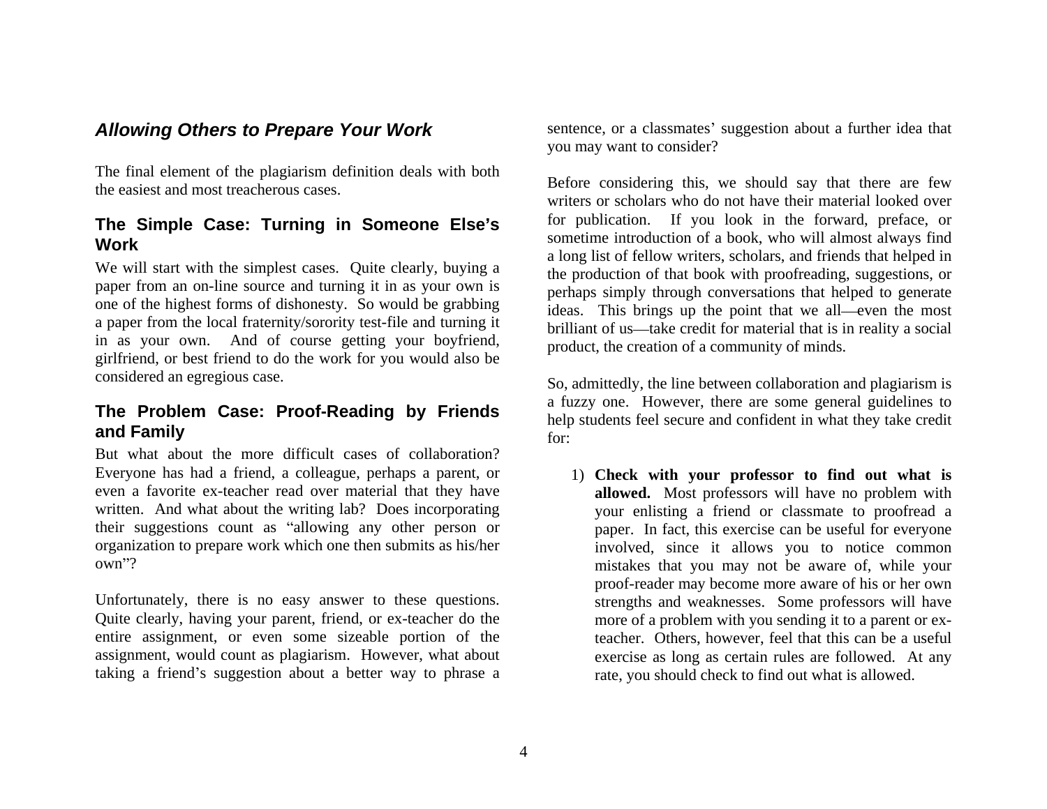## *Allowing Others to Prepare Your Work*

The final element of the plagiarism definition deals with both the easiest and most treacherous cases.

### The Simple Case: Turning in Someone Else's Work

We will start with the simplest cases. Quite clearly, buying a paper from an on-line source and turning it in as your own is one of the highest forms of dishonesty. So would be grabbing a paper from the local fraternity/sorority test-file and turning it in as your own. And of course getting your boyfriend, girlfriend, or best friend to do the work for you would also be considered an egregious case.

### The Problem Case: Proof-Reading by Friends and Family

But what about the more difficult cases of collaboration? Everyone has had a friend, a colleague, perhaps a parent, or even a favorite ex-teacher read over material that they have written. And what about the writing lab? Does incorporating their suggestions count as "allowing any other person or organization to prepare work which one then submits as his/her own"?

Unfortunately, there is no easy answer to these questions. Quite clearly, having your parent, friend, or ex-teacher do the entire assignment, or even some sizeable portion of the assignment, would count as plagiarism. However, what about taking a friend's suggestion about a better way to phrase a sentence, or a classmates' suggestion about a further idea that you may want to consider?

Before considering this, we should say that there are few writers or scholars who do not have their material looked over for publication. If you look in the forward, preface, or sometime introduction of a book, who will almost always find a long list of fellow writers, scholars, and friends that helped in the production of that book with proofreading, suggestions, or perhaps simply through conversations that helped to generate ideas. This brings up the point that we all—even the most brilliant of us—take credit for material that is in reality a social product, the creation of a community of minds.

So, admittedly, the line between collaboration and plagiarism is a fuzzy one. However, there are some general guidelines to help students feel secure and confident in what they take credit for:

1) **Check with your professor to find out what is allowed.** Most professors will have no problem with your enlisting a friend or classmate to proofread a paper. In fact, this exercise can be useful for everyone involved, since it allows you to notice common mistakes that you may not be aware of, while your proof-reader may become more aware of his or her own strengths and weaknesses. Some professors will have more of a problem with you sending it to a parent or ex-teacher. Others, however, feel that this can be a useful exercise as long as certain rules are followed. At any rate, you should check to find out what is allowed.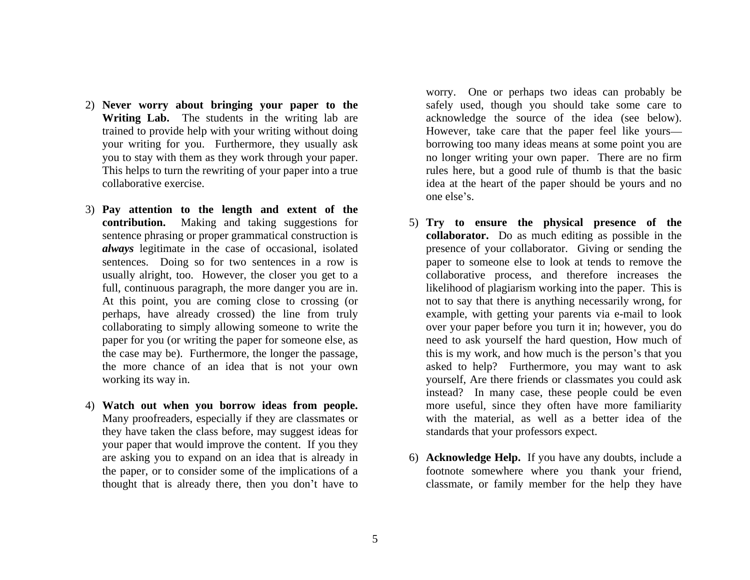2) **Never worry about bringing your paper to the Writing Lab.** The students in the writing lab are trained to provide help with your writing without doing your writing for you. Furthermore, they usually ask you to stay with them as they work through your paper. This helps to turn the rewriting of your paper into a true collaborative exercise.

3) **Pay attention to the length and extent of the contribution.** Making and taking suggestions for sentence phrasing or proper grammatical construction is ***always*** legitimate in the case of occasional, isolated sentences. Doing so for two sentences in a row is usually alright, too. However, the closer you get to a full, continuous paragraph, the more danger you are in. At this point, you are coming close to crossing (or perhaps, have already crossed) the line from truly collaborating to simply allowing someone to write the paper for you (or writing the paper for someone else, as the case may be). Furthermore, the longer the passage, the more chance of an idea that is not your own working its way in.

4) **Watch out when you borrow ideas from people.** Many proofreaders, especially if they are classmates or they have taken the class before, may suggest ideas for your paper that would improve the content. If you they are asking you to expand on an idea that is already in the paper, or to consider some of the implications of a thought that is already there, then you don't have to worry. One or perhaps two ideas can probably be safely used, though you should take some care to acknowledge the source of the idea (see below). However, take care that the paper feel like yours—borrowing too many ideas means at some point you are no longer writing your own paper. There are no firm rules here, but a good rule of thumb is that the basic idea at the heart of the paper should be yours and no one else's.

5) **Try to ensure the physical presence of the collaborator.** Do as much editing as possible in the presence of your collaborator. Giving or sending the paper to someone else to look at tends to remove the collaborative process, and therefore increases the likelihood of plagiarism working into the paper. This is not to say that there is anything necessarily wrong, for example, with getting your parents via e-mail to look over your paper before you turn it in; however, you do need to ask yourself the hard question, How much of this is my work, and how much is the person's that you asked to help? Furthermore, you may want to ask yourself, Are there friends or classmates you could ask instead? In many case, these people could be even more useful, since they often have more familiarity with the material, as well as a better idea of the standards that your professors expect.

6) **Acknowledge Help.** If you have any doubts, include a footnote somewhere where you thank your friend, classmate, or family member for the help they have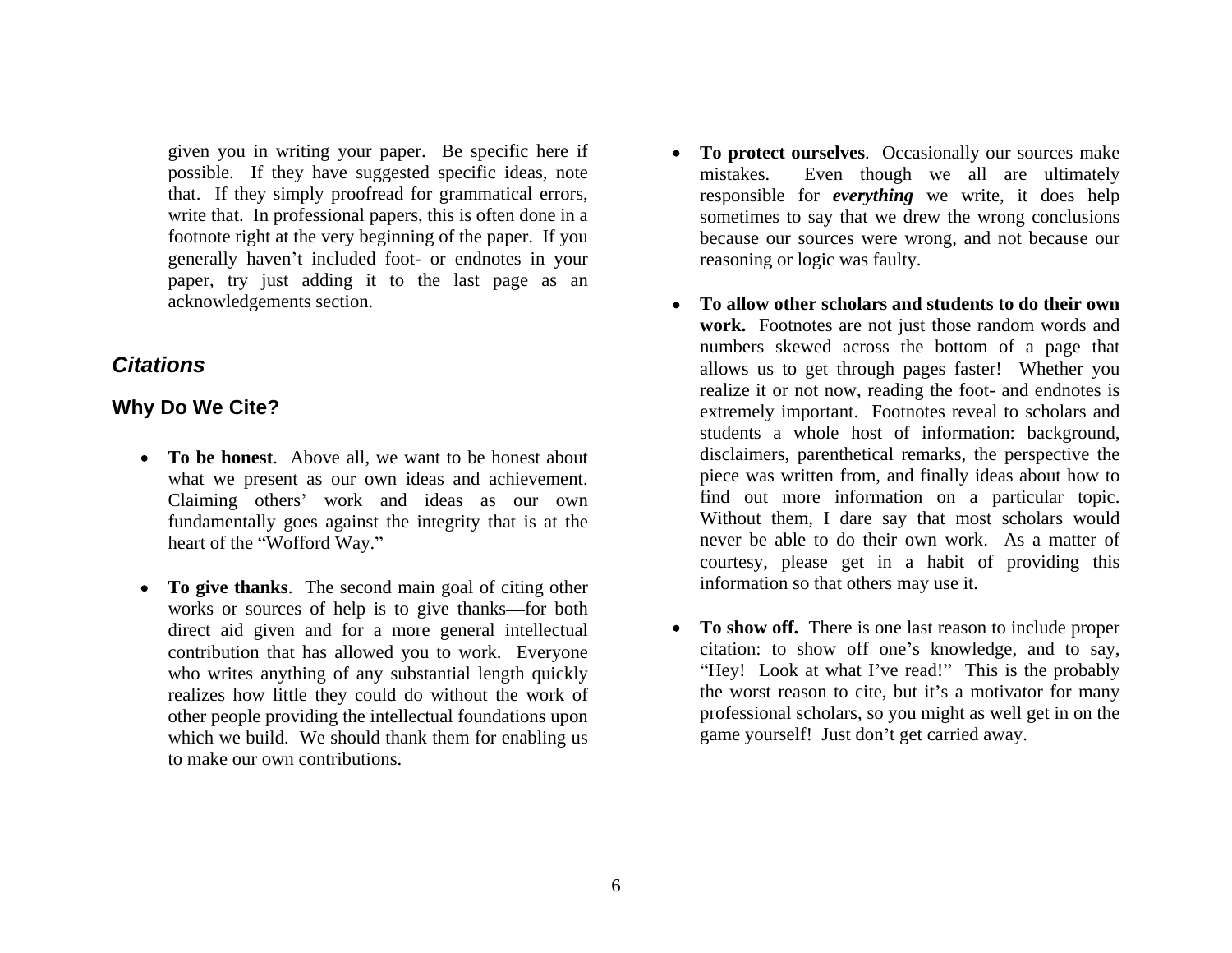given you in writing your paper. Be specific here if possible. If they have suggested specific ideas, note that. If they simply proofread for grammatical errors, write that. In professional papers, this is often done in a footnote right at the very beginning of the paper. If you generally haven't included foot- or endnotes in your paper, try just adding it to the last page as an acknowledgements section.

## *Citations*

### Why Do We Cite?

- **To be honest**. Above all, we want to be honest about what we present as our own ideas and achievement. Claiming others' work and ideas as our own fundamentally goes against the integrity that is at the heart of the "Wofford Way."

- **To give thanks**. The second main goal of citing other works or sources of help is to give thanks—for both direct aid given and for a more general intellectual contribution that has allowed you to work. Everyone who writes anything of any substantial length quickly realizes how little they could do without the work of other people providing the intellectual foundations upon which we build. We should thank them for enabling us to make our own contributions.

- **To protect ourselves**. Occasionally our sources make mistakes. Even though we all are ultimately responsible for ***everything*** we write, it does help sometimes to say that we drew the wrong conclusions because our sources were wrong, and not because our reasoning or logic was faulty.

- **To allow other scholars and students to do their own work.** Footnotes are not just those random words and numbers skewed across the bottom of a page that allows us to get through pages faster! Whether you realize it or not now, reading the foot- and endnotes is extremely important. Footnotes reveal to scholars and students a whole host of information: background, disclaimers, parenthetical remarks, the perspective the piece was written from, and finally ideas about how to find out more information on a particular topic. Without them, I dare say that most scholars would never be able to do their own work. As a matter of courtesy, please get in a habit of providing this information so that others may use it.

- **To show off.** There is one last reason to include proper citation: to show off one's knowledge, and to say, "Hey! Look at what I've read!" This is the probably the worst reason to cite, but it's a motivator for many professional scholars, so you might as well get in on the game yourself! Just don't get carried away.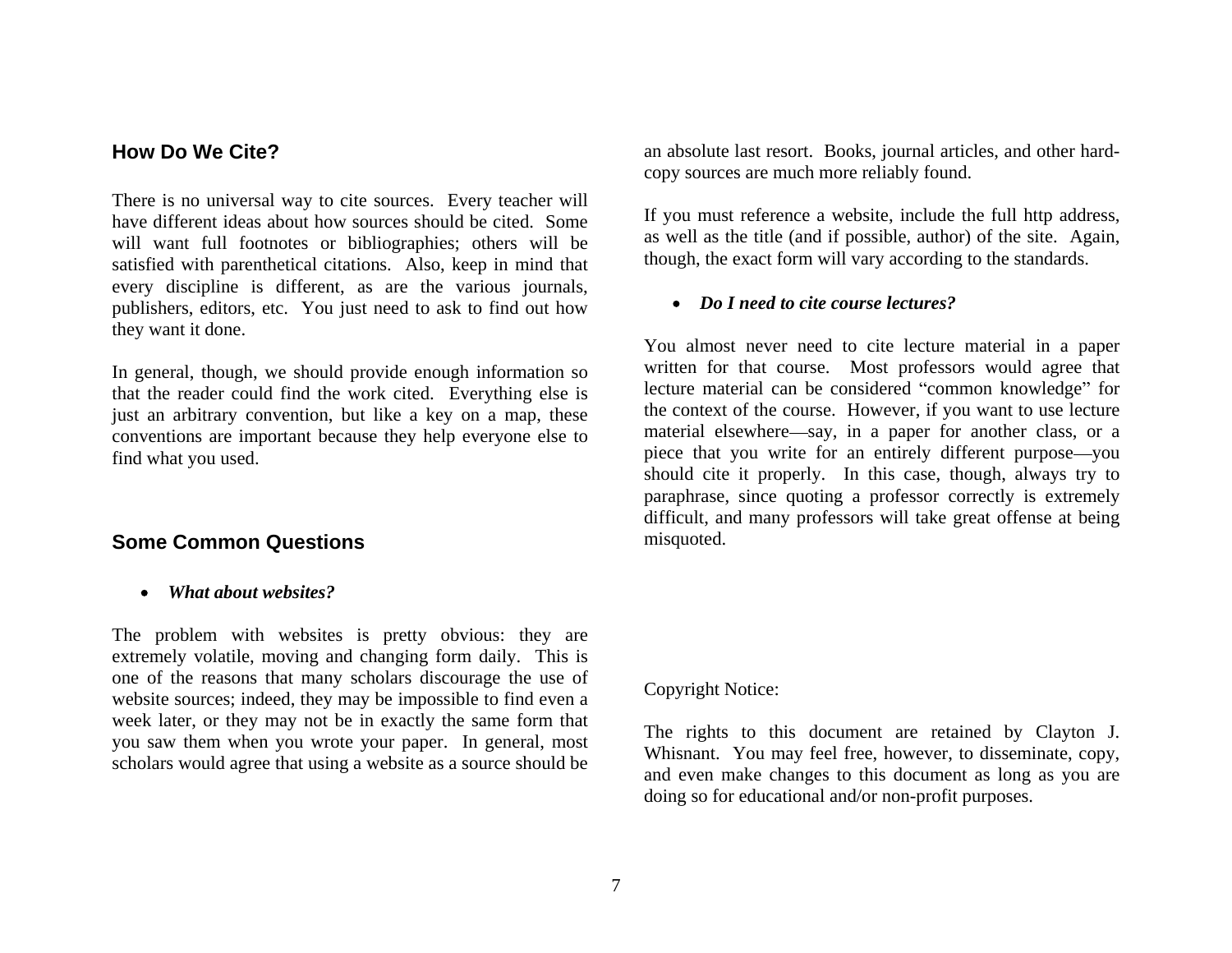## How Do We Cite?

There is no universal way to cite sources. Every teacher will have different ideas about how sources should be cited. Some will want full footnotes or bibliographies; others will be satisfied with parenthetical citations. Also, keep in mind that every discipline is different, as are the various journals, publishers, editors, etc. You just need to ask to find out how they want it done.

In general, though, we should provide enough information so that the reader could find the work cited. Everything else is just an arbitrary convention, but like a key on a map, these conventions are important because they help everyone else to find what you used.

## Some Common Questions

- ***What about websites?***

The problem with websites is pretty obvious: they are extremely volatile, moving and changing form daily. This is one of the reasons that many scholars discourage the use of website sources; indeed, they may be impossible to find even a week later, or they may not be in exactly the same form that you saw them when you wrote your paper. In general, most scholars would agree that using a website as a source should be an absolute last resort. Books, journal articles, and other hard-copy sources are much more reliably found.

If you must reference a website, include the full http address, as well as the title (and if possible, author) of the site. Again, though, the exact form will vary according to the standards.

- ***Do I need to cite course lectures?***

You almost never need to cite lecture material in a paper written for that course. Most professors would agree that lecture material can be considered "common knowledge" for the context of the course. However, if you want to use lecture material elsewhere—say, in a paper for another class, or a piece that you write for an entirely different purpose—you should cite it properly. In this case, though, always try to paraphrase, since quoting a professor correctly is extremely difficult, and many professors will take great offense at being misquoted.

Copyright Notice:

The rights to this document are retained by Clayton J. Whisnant. You may feel free, however, to disseminate, copy, and even make changes to this document as long as you are doing so for educational and/or non-profit purposes.